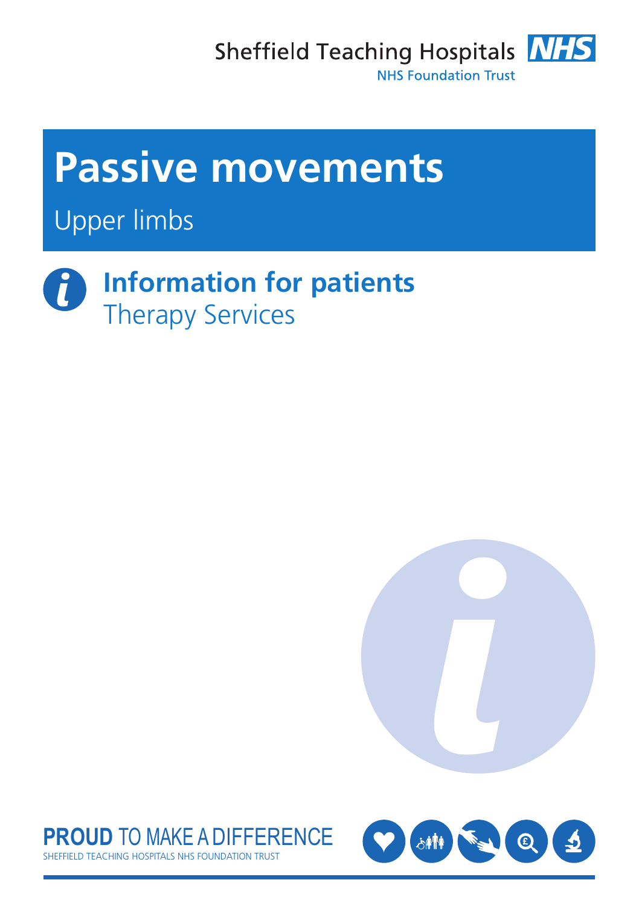Sheffield Teaching Hospitals NHS Foundation Trust

# Passive movements

## Upper limbs

**Information for patients**
Therapy Services

**PROUD** TO MAKE A DIFFERENCE
SHEFFIELD TEACHING HOSPITALS NHS FOUNDATION TRUST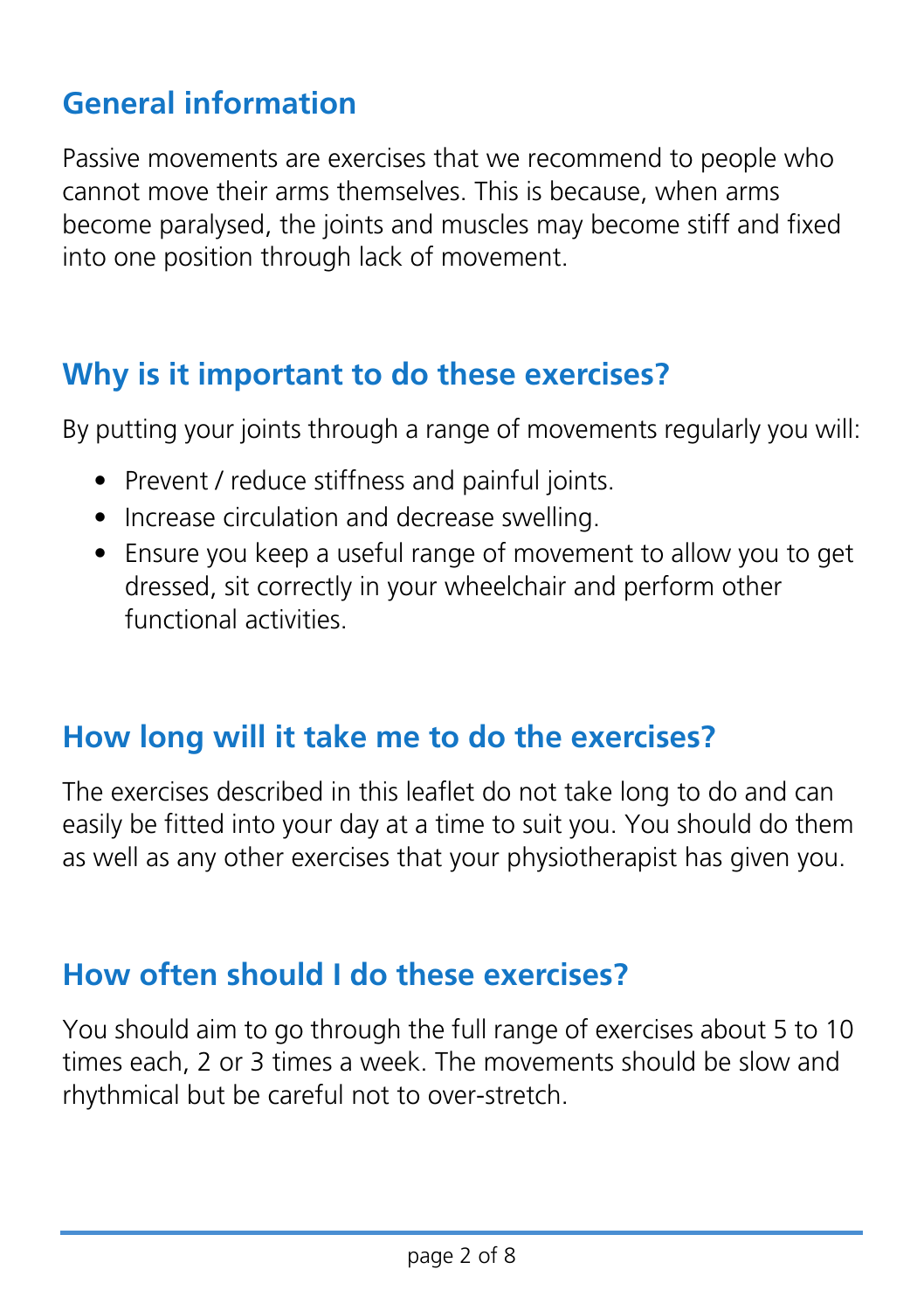## General information

Passive movements are exercises that we recommend to people who cannot move their arms themselves. This is because, when arms become paralysed, the joints and muscles may become stiff and fixed into one position through lack of movement.

## Why is it important to do these exercises?

By putting your joints through a range of movements regularly you will:

- Prevent / reduce stiffness and painful joints.
- Increase circulation and decrease swelling.
- Ensure you keep a useful range of movement to allow you to get dressed, sit correctly in your wheelchair and perform other functional activities.

## How long will it take me to do the exercises?

The exercises described in this leaflet do not take long to do and can easily be fitted into your day at a time to suit you. You should do them as well as any other exercises that your physiotherapist has given you.

## How often should I do these exercises?

You should aim to go through the full range of exercises about 5 to 10 times each, 2 or 3 times a week. The movements should be slow and rhythmical but be careful not to over-stretch.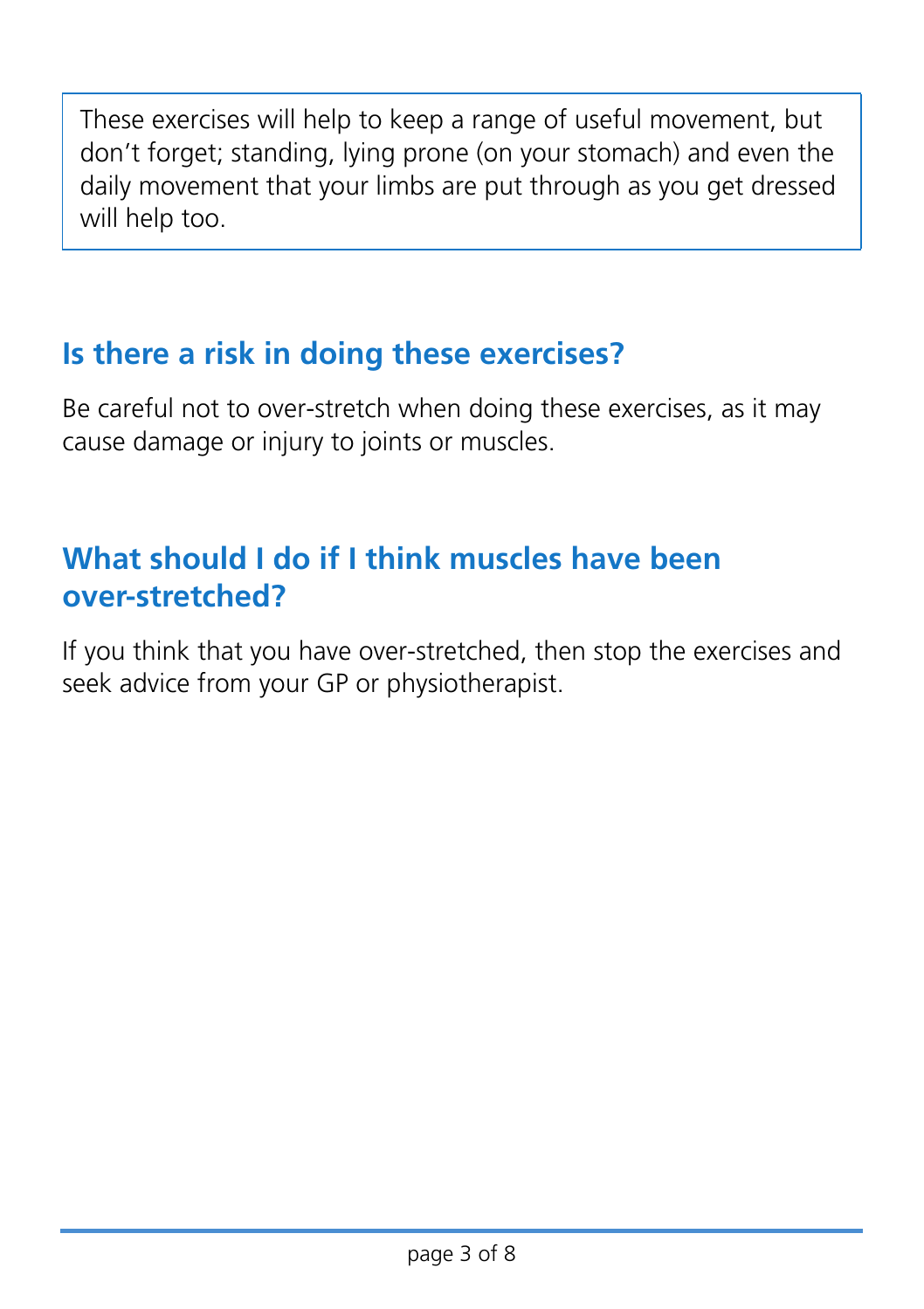These exercises will help to keep a range of useful movement, but don't forget; standing, lying prone (on your stomach) and even the daily movement that your limbs are put through as you get dressed will help too.

## Is there a risk in doing these exercises?

Be careful not to over-stretch when doing these exercises, as it may cause damage or injury to joints or muscles.

## What should I do if I think muscles have been over-stretched?

If you think that you have over-stretched, then stop the exercises and seek advice from your GP or physiotherapist.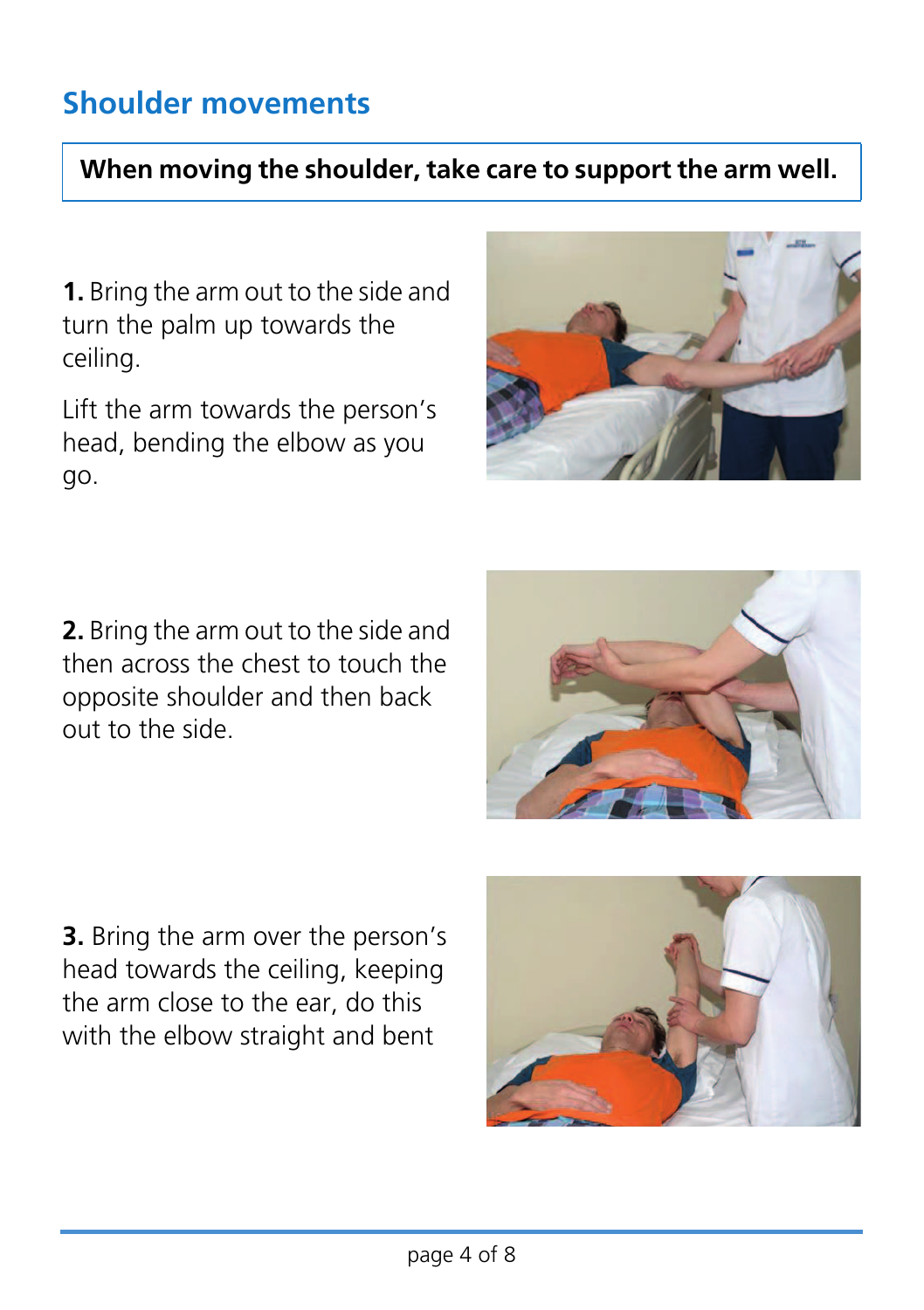## Shoulder movements

**When moving the shoulder, take care to support the arm well.**

**1.** Bring the arm out to the side and turn the palm up towards the ceiling.

Lift the arm towards the person's head, bending the elbow as you go.

**2.** Bring the arm out to the side and then across the chest to touch the opposite shoulder and then back out to the side.

**3.** Bring the arm over the person's head towards the ceiling, keeping the arm close to the ear, do this with the elbow straight and bent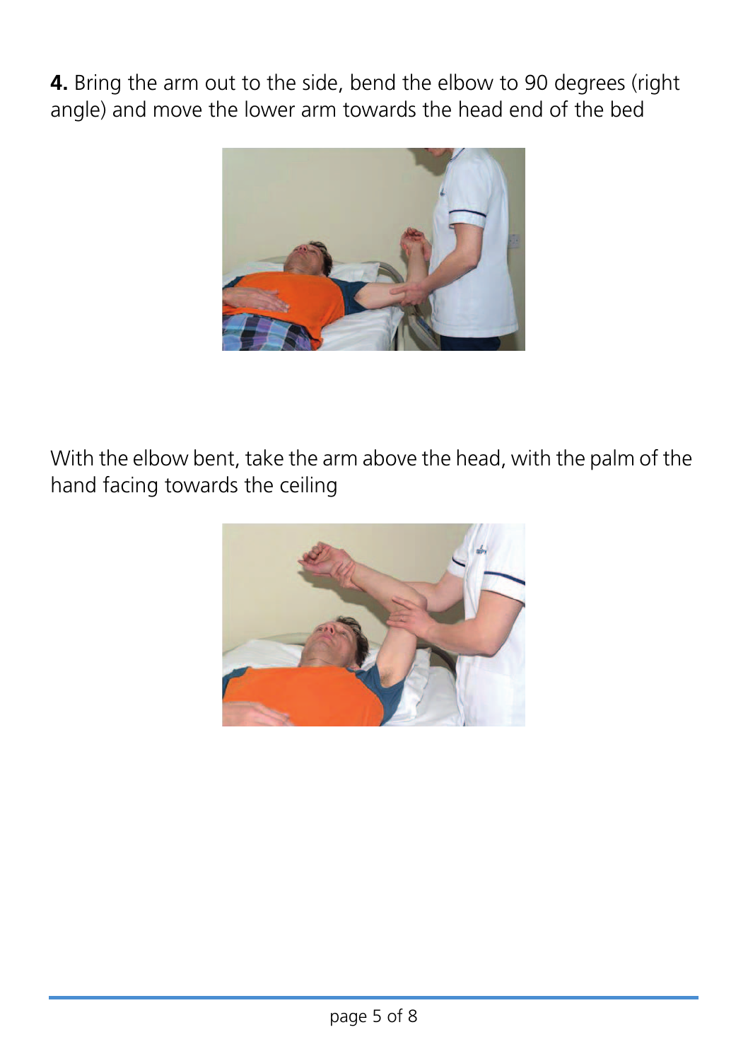**4.** Bring the arm out to the side, bend the elbow to 90 degrees (right angle) and move the lower arm towards the head end of the bed

With the elbow bent, take the arm above the head, with the palm of the hand facing towards the ceiling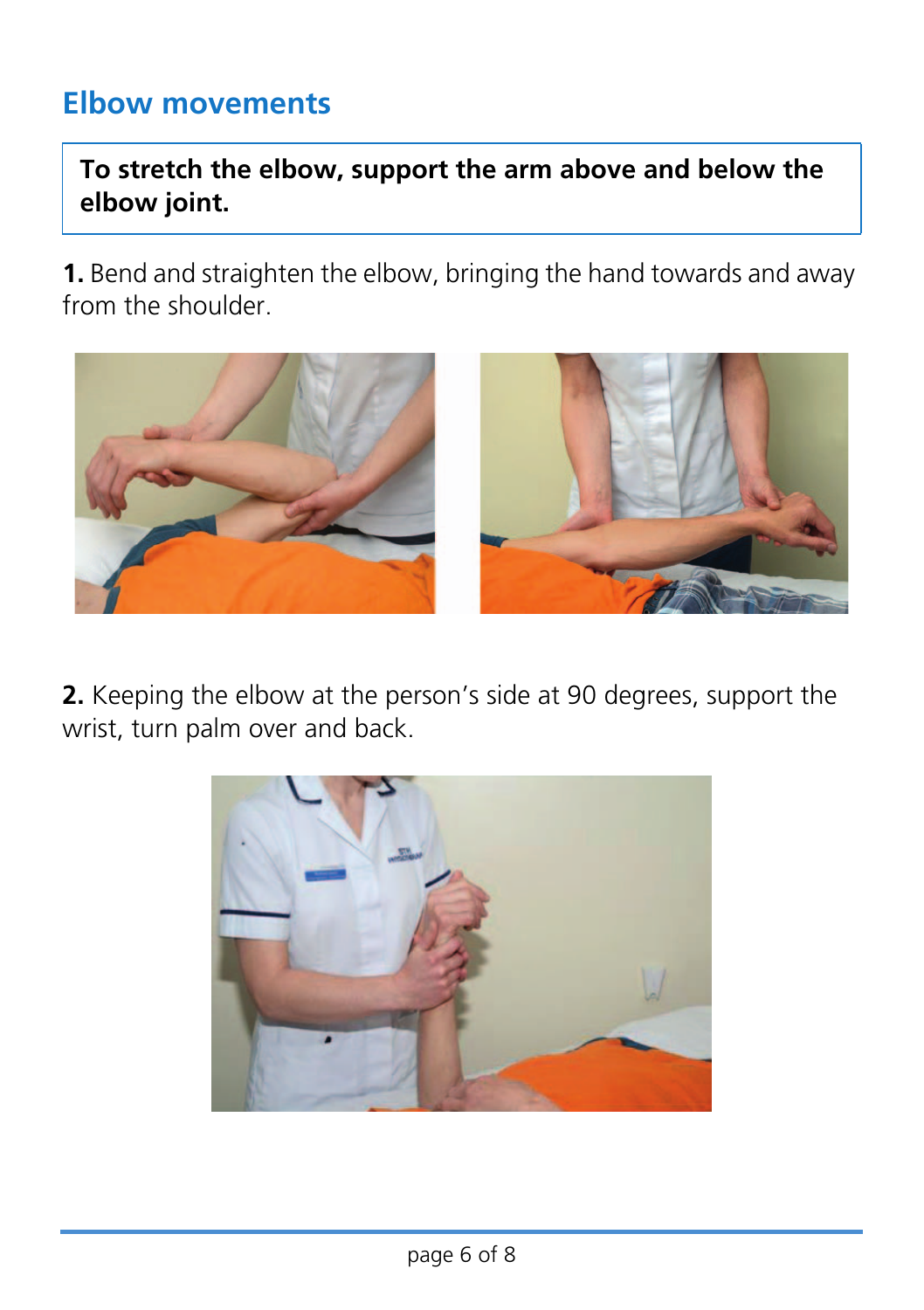## Elbow movements

**To stretch the elbow, support the arm above and below the elbow joint.**

**1.** Bend and straighten the elbow, bringing the hand towards and away from the shoulder.

**2.** Keeping the elbow at the person's side at 90 degrees, support the wrist, turn palm over and back.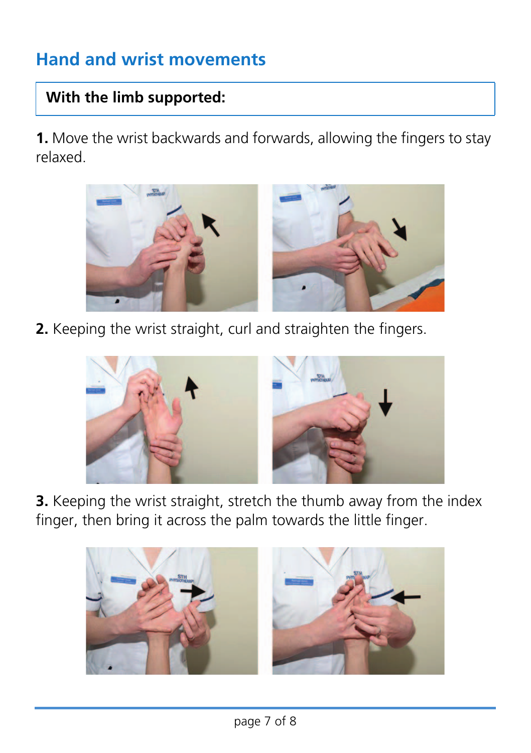## Hand and wrist movements

**With the limb supported:**

**1.** Move the wrist backwards and forwards, allowing the fingers to stay relaxed.

**2.** Keeping the wrist straight, curl and straighten the fingers.

**3.** Keeping the wrist straight, stretch the thumb away from the index finger, then bring it across the palm towards the little finger.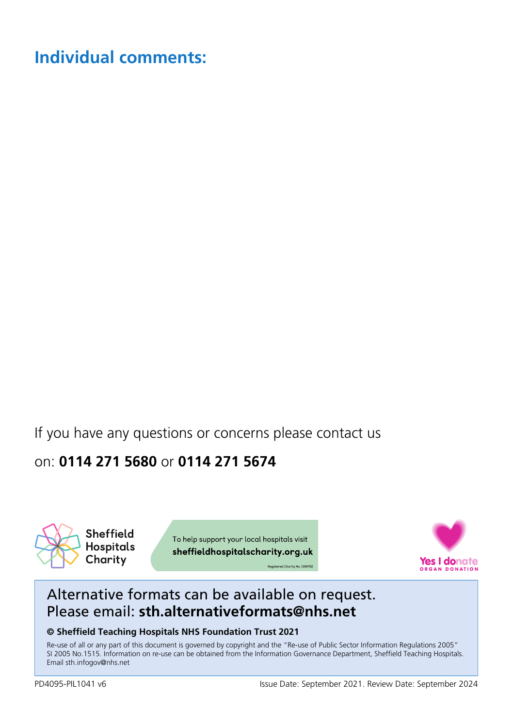## Individual comments:

If you have any questions or concerns please contact us

on: **0114 271 5680** or **0114 271 5674**

Sheffield Hospitals Charity

To help support your local hospitals visit **sheffieldhospitalscharity.org.uk**

Registered Charity No. 1169762

Yes I donate ORGAN DONATION

Alternative formats can be available on request. Please email: **sth.alternativeformats@nhs.net**

**© Sheffield Teaching Hospitals NHS Foundation Trust 2021**

Re-use of all or any part of this document is governed by copyright and the "Re-use of Public Sector Information Regulations 2005" SI 2005 No.1515. Information on re-use can be obtained from the Information Governance Department, Sheffield Teaching Hospitals. Email sth.infogov@nhs.net

PD4095-PIL1041 v6

Issue Date: September 2021. Review Date: September 2024